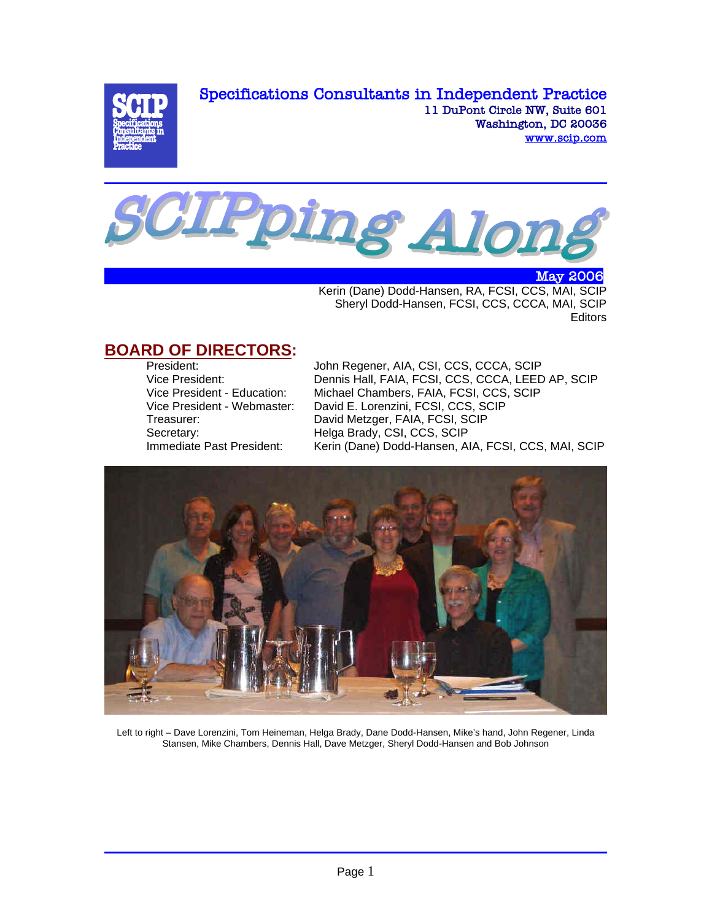Specifications Consultants in Independent Practice
11 DuPont Circle NW, Suite 601
Washington, DC 20036
www.scip.com

# SCIPping Along

May 2006

Kerin (Dane) Dodd-Hansen, RA, FCSI, CCS, MAI, SCIP
Sheryl Dodd-Hansen, FCSI, CCS, CCCA, MAI, SCIP
Editors

## BOARD OF DIRECTORS:

| | |
|---|---|
| President: | John Regener, AIA, CSI, CCS, CCCA, SCIP |
| Vice President: | Dennis Hall, FAIA, FCSI, CCS, CCCA, LEED AP, SCIP |
| Vice President - Education: | Michael Chambers, FAIA, FCSI, CCS, SCIP |
| Vice President - Webmaster: | David E. Lorenzini, FCSI, CCS, SCIP |
| Treasurer: | David Metzger, FAIA, FCSI, SCIP |
| Secretary: | Helga Brady, CSI, CCS, SCIP |
| Immediate Past President: | Kerin (Dane) Dodd-Hansen, AIA, FCSI, CCS, MAI, SCIP |

Left to right – Dave Lorenzini, Tom Heineman, Helga Brady, Dane Dodd-Hansen, Mike's hand, John Regener, Linda Stansen, Mike Chambers, Dennis Hall, Dave Metzger, Sheryl Dodd-Hansen and Bob Johnson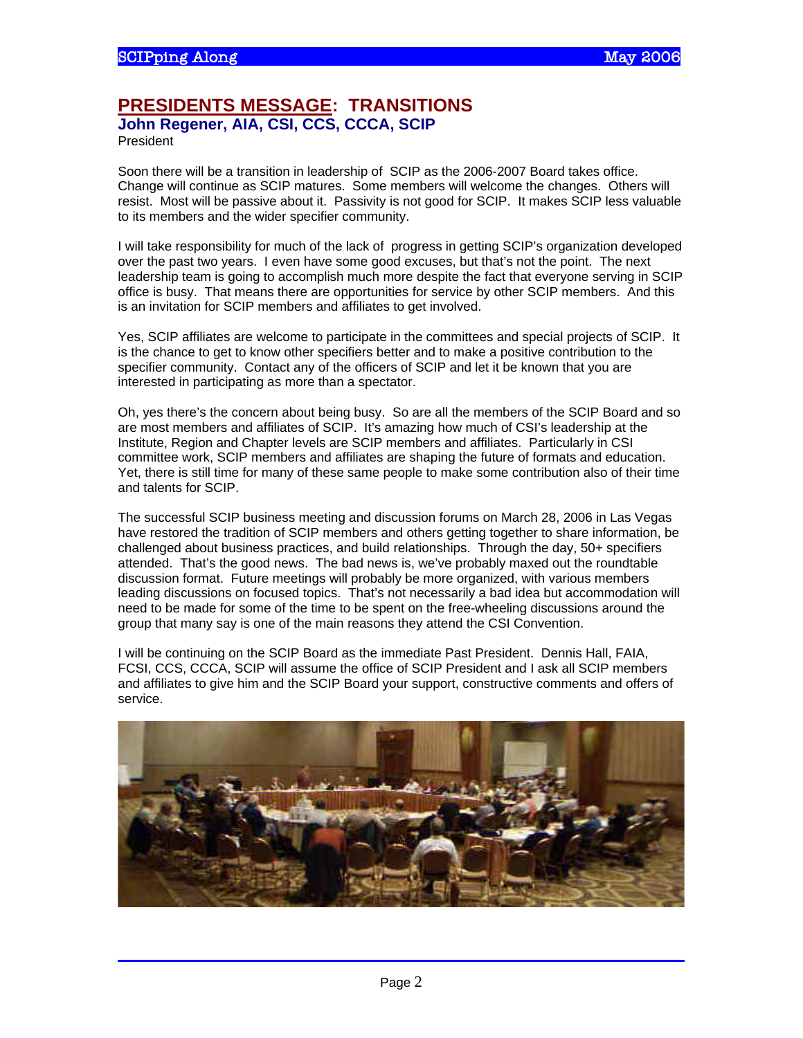## PRESIDENTS MESSAGE: TRANSITIONS

**John Regener, AIA, CSI, CCS, CCCA, SCIP**
President

Soon there will be a transition in leadership of SCIP as the 2006-2007 Board takes office. Change will continue as SCIP matures. Some members will welcome the changes. Others will resist. Most will be passive about it. Passivity is not good for SCIP. It makes SCIP less valuable to its members and the wider specifier community.

I will take responsibility for much of the lack of progress in getting SCIP's organization developed over the past two years. I even have some good excuses, but that's not the point. The next leadership team is going to accomplish much more despite the fact that everyone serving in SCIP office is busy. That means there are opportunities for service by other SCIP members. And this is an invitation for SCIP members and affiliates to get involved.

Yes, SCIP affiliates are welcome to participate in the committees and special projects of SCIP. It is the chance to get to know other specifiers better and to make a positive contribution to the specifier community. Contact any of the officers of SCIP and let it be known that you are interested in participating as more than a spectator.

Oh, yes there's the concern about being busy. So are all the members of the SCIP Board and so are most members and affiliates of SCIP. It's amazing how much of CSI's leadership at the Institute, Region and Chapter levels are SCIP members and affiliates. Particularly in CSI committee work, SCIP members and affiliates are shaping the future of formats and education. Yet, there is still time for many of these same people to make some contribution also of their time and talents for SCIP.

The successful SCIP business meeting and discussion forums on March 28, 2006 in Las Vegas have restored the tradition of SCIP members and others getting together to share information, be challenged about business practices, and build relationships. Through the day, 50+ specifiers attended. That's the good news. The bad news is, we've probably maxed out the roundtable discussion format. Future meetings will probably be more organized, with various members leading discussions on focused topics. That's not necessarily a bad idea but accommodation will need to be made for some of the time to be spent on the free-wheeling discussions around the group that many say is one of the main reasons they attend the CSI Convention.

I will be continuing on the SCIP Board as the immediate Past President. Dennis Hall, FAIA, FCSI, CCS, CCCA, SCIP will assume the office of SCIP President and I ask all SCIP members and affiliates to give him and the SCIP Board your support, constructive comments and offers of service.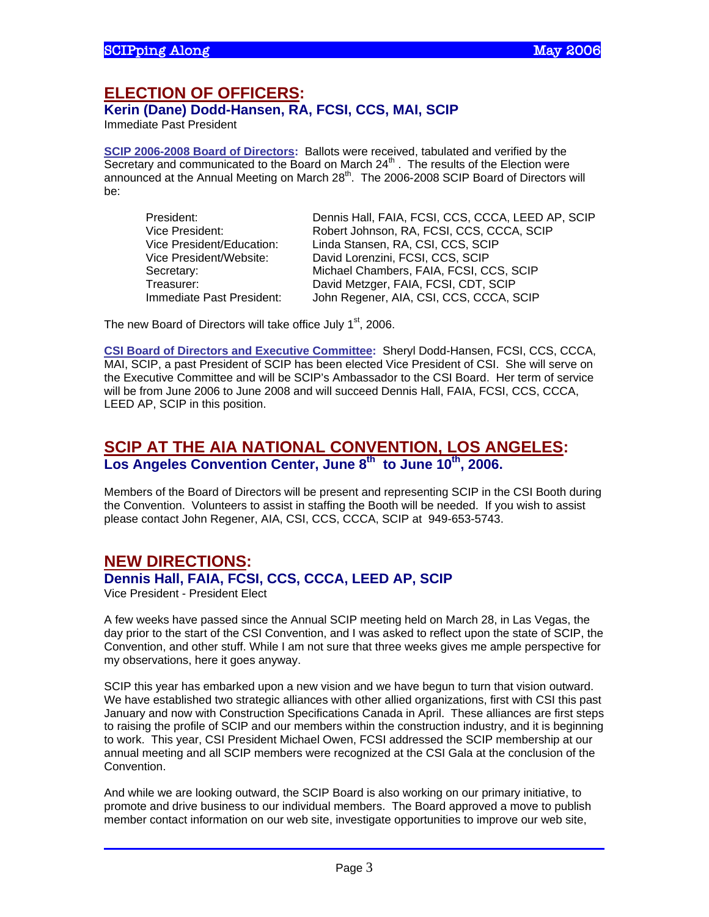## ELECTION OF OFFICERS:

### Kerin (Dane) Dodd-Hansen, RA, FCSI, CCS, MAI, SCIP

Immediate Past President

**SCIP 2006-2008 Board of Directors:** Ballots were received, tabulated and verified by the Secretary and communicated to the Board on March 24th . The results of the Election were announced at the Annual Meeting on March 28th. The 2006-2008 SCIP Board of Directors will be:

| | |
|---|---|
| President: | Dennis Hall, FAIA, FCSI, CCS, CCCA, LEED AP, SCIP |
| Vice President: | Robert Johnson, RA, FCSI, CCS, CCCA, SCIP |
| Vice President/Education: | Linda Stansen, RA, CSI, CCS, SCIP |
| Vice President/Website: | David Lorenzini, FCSI, CCS, SCIP |
| Secretary: | Michael Chambers, FAIA, FCSI, CCS, SCIP |
| Treasurer: | David Metzger, FAIA, FCSI, CDT, SCIP |
| Immediate Past President: | John Regener, AIA, CSI, CCS, CCCA, SCIP |

The new Board of Directors will take office July 1st, 2006.

**CSI Board of Directors and Executive Committee:** Sheryl Dodd-Hansen, FCSI, CCS, CCCA, MAI, SCIP, a past President of SCIP has been elected Vice President of CSI. She will serve on the Executive Committee and will be SCIP's Ambassador to the CSI Board. Her term of service will be from June 2006 to June 2008 and will succeed Dennis Hall, FAIA, FCSI, CCS, CCCA, LEED AP, SCIP in this position.

## SCIP AT THE AIA NATIONAL CONVENTION, LOS ANGELES:

### Los Angeles Convention Center, June 8th to June 10th, 2006.

Members of the Board of Directors will be present and representing SCIP in the CSI Booth during the Convention. Volunteers to assist in staffing the Booth will be needed. If you wish to assist please contact John Regener, AIA, CSI, CCS, CCCA, SCIP at 949-653-5743.

## NEW DIRECTIONS:

### Dennis Hall, FAIA, FCSI, CCS, CCCA, LEED AP, SCIP

Vice President - President Elect

A few weeks have passed since the Annual SCIP meeting held on March 28, in Las Vegas, the day prior to the start of the CSI Convention, and I was asked to reflect upon the state of SCIP, the Convention, and other stuff. While I am not sure that three weeks gives me ample perspective for my observations, here it goes anyway.

SCIP this year has embarked upon a new vision and we have begun to turn that vision outward. We have established two strategic alliances with other allied organizations, first with CSI this past January and now with Construction Specifications Canada in April. These alliances are first steps to raising the profile of SCIP and our members within the construction industry, and it is beginning to work. This year, CSI President Michael Owen, FCSI addressed the SCIP membership at our annual meeting and all SCIP members were recognized at the CSI Gala at the conclusion of the Convention.

And while we are looking outward, the SCIP Board is also working on our primary initiative, to promote and drive business to our individual members. The Board approved a move to publish member contact information on our web site, investigate opportunities to improve our web site,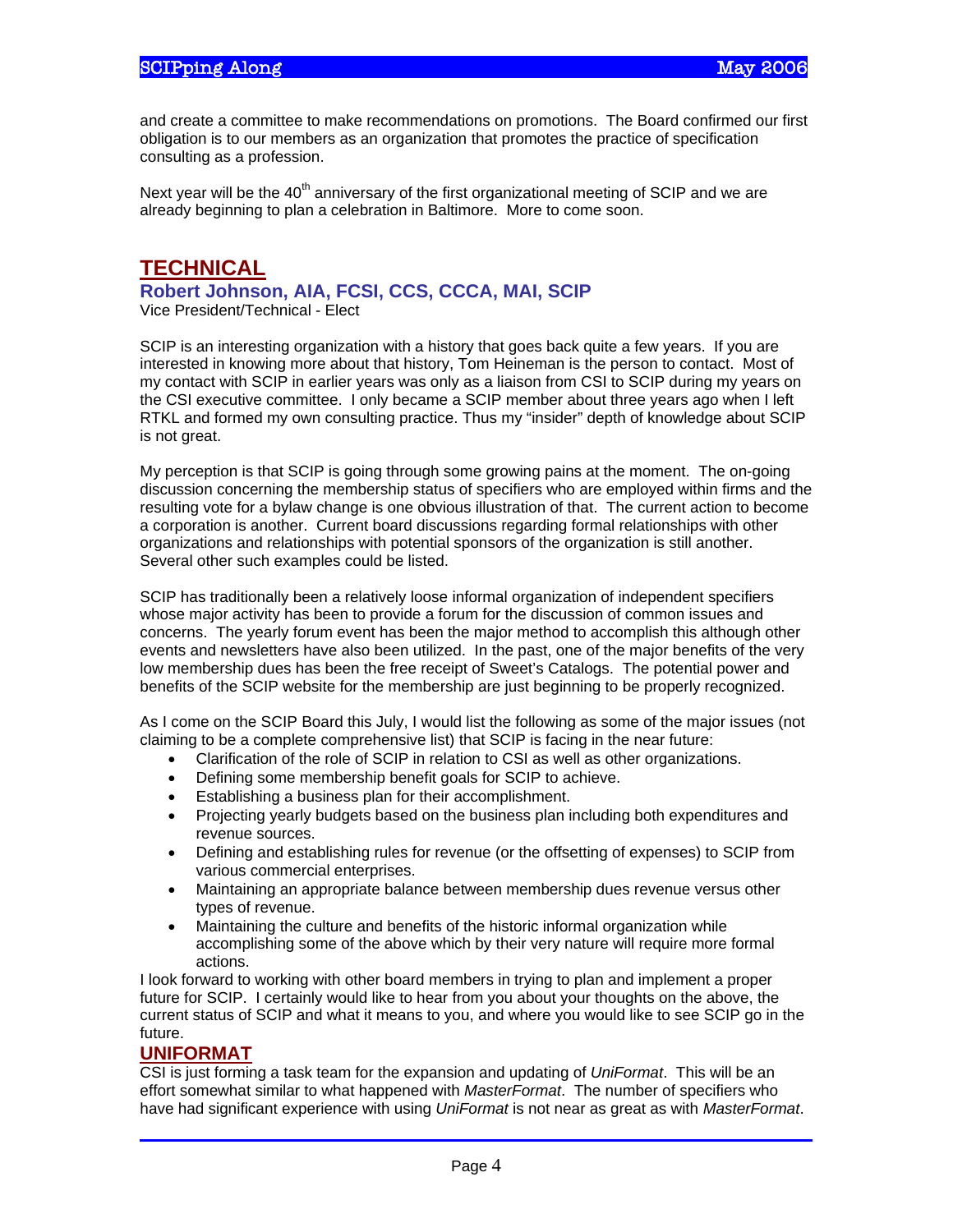and create a committee to make recommendations on promotions. The Board confirmed our first obligation is to our members as an organization that promotes the practice of specification consulting as a profession.

Next year will be the 40th anniversary of the first organizational meeting of SCIP and we are already beginning to plan a celebration in Baltimore. More to come soon.

## TECHNICAL

### Robert Johnson, AIA, FCSI, CCS, CCCA, MAI, SCIP

Vice President/Technical - Elect

SCIP is an interesting organization with a history that goes back quite a few years. If you are interested in knowing more about that history, Tom Heineman is the person to contact. Most of my contact with SCIP in earlier years was only as a liaison from CSI to SCIP during my years on the CSI executive committee. I only became a SCIP member about three years ago when I left RTKL and formed my own consulting practice. Thus my "insider" depth of knowledge about SCIP is not great.

My perception is that SCIP is going through some growing pains at the moment. The on-going discussion concerning the membership status of specifiers who are employed within firms and the resulting vote for a bylaw change is one obvious illustration of that. The current action to become a corporation is another. Current board discussions regarding formal relationships with other organizations and relationships with potential sponsors of the organization is still another. Several other such examples could be listed.

SCIP has traditionally been a relatively loose informal organization of independent specifiers whose major activity has been to provide a forum for the discussion of common issues and concerns. The yearly forum event has been the major method to accomplish this although other events and newsletters have also been utilized. In the past, one of the major benefits of the very low membership dues has been the free receipt of Sweet's Catalogs. The potential power and benefits of the SCIP website for the membership are just beginning to be properly recognized.

As I come on the SCIP Board this July, I would list the following as some of the major issues (not claiming to be a complete comprehensive list) that SCIP is facing in the near future:

- Clarification of the role of SCIP in relation to CSI as well as other organizations.
- Defining some membership benefit goals for SCIP to achieve.
- Establishing a business plan for their accomplishment.
- Projecting yearly budgets based on the business plan including both expenditures and revenue sources.
- Defining and establishing rules for revenue (or the offsetting of expenses) to SCIP from various commercial enterprises.
- Maintaining an appropriate balance between membership dues revenue versus other types of revenue.
- Maintaining the culture and benefits of the historic informal organization while accomplishing some of the above which by their very nature will require more formal actions.

I look forward to working with other board members in trying to plan and implement a proper future for SCIP. I certainly would like to hear from you about your thoughts on the above, the current status of SCIP and what it means to you, and where you would like to see SCIP go in the future.

### UNIFORMAT

CSI is just forming a task team for the expansion and updating of *UniFormat*. This will be an effort somewhat similar to what happened with *MasterFormat*. The number of specifiers who have had significant experience with using *UniFormat* is not near as great as with *MasterFormat*.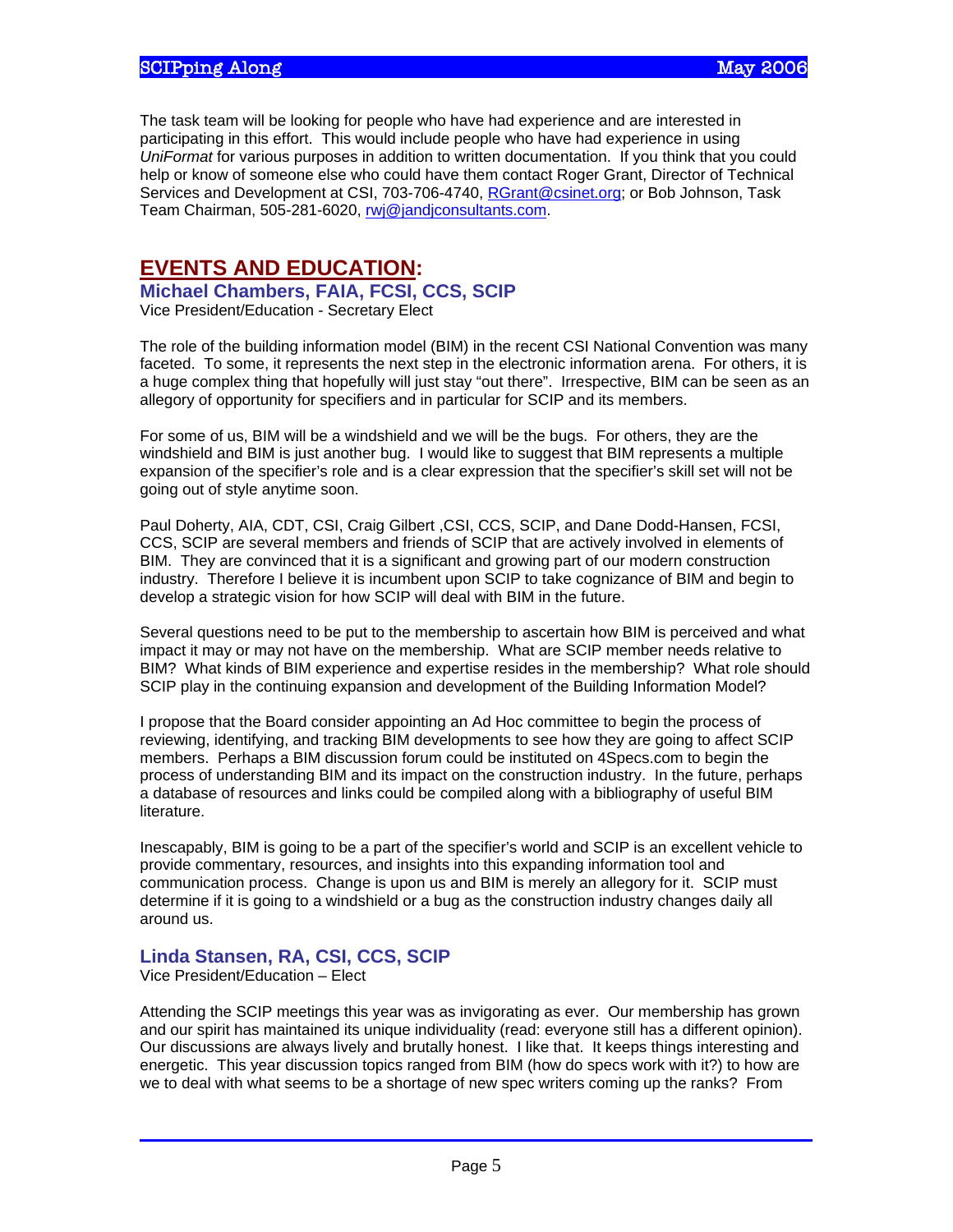The task team will be looking for people who have had experience and are interested in participating in this effort. This would include people who have had experience in using *UniFormat* for various purposes in addition to written documentation. If you think that you could help or know of someone else who could have them contact Roger Grant, Director of Technical Services and Development at CSI, 703-706-4740, RGrant@csinet.org; or Bob Johnson, Task Team Chairman, 505-281-6020, rwj@jandjconsultants.com.

## EVENTS AND EDUCATION:

### Michael Chambers, FAIA, FCSI, CCS, SCIP

Vice President/Education - Secretary Elect

The role of the building information model (BIM) in the recent CSI National Convention was many faceted. To some, it represents the next step in the electronic information arena. For others, it is a huge complex thing that hopefully will just stay "out there". Irrespective, BIM can be seen as an allegory of opportunity for specifiers and in particular for SCIP and its members.

For some of us, BIM will be a windshield and we will be the bugs. For others, they are the windshield and BIM is just another bug. I would like to suggest that BIM represents a multiple expansion of the specifier's role and is a clear expression that the specifier's skill set will not be going out of style anytime soon.

Paul Doherty, AIA, CDT, CSI, Craig Gilbert ,CSI, CCS, SCIP, and Dane Dodd-Hansen, FCSI, CCS, SCIP are several members and friends of SCIP that are actively involved in elements of BIM. They are convinced that it is a significant and growing part of our modern construction industry. Therefore I believe it is incumbent upon SCIP to take cognizance of BIM and begin to develop a strategic vision for how SCIP will deal with BIM in the future.

Several questions need to be put to the membership to ascertain how BIM is perceived and what impact it may or may not have on the membership. What are SCIP member needs relative to BIM? What kinds of BIM experience and expertise resides in the membership? What role should SCIP play in the continuing expansion and development of the Building Information Model?

I propose that the Board consider appointing an Ad Hoc committee to begin the process of reviewing, identifying, and tracking BIM developments to see how they are going to affect SCIP members. Perhaps a BIM discussion forum could be instituted on 4Specs.com to begin the process of understanding BIM and its impact on the construction industry. In the future, perhaps a database of resources and links could be compiled along with a bibliography of useful BIM literature.

Inescapably, BIM is going to be a part of the specifier's world and SCIP is an excellent vehicle to provide commentary, resources, and insights into this expanding information tool and communication process. Change is upon us and BIM is merely an allegory for it. SCIP must determine if it is going to a windshield or a bug as the construction industry changes daily all around us.

### Linda Stansen, RA, CSI, CCS, SCIP

Vice President/Education – Elect

Attending the SCIP meetings this year was as invigorating as ever. Our membership has grown and our spirit has maintained its unique individuality (read: everyone still has a different opinion). Our discussions are always lively and brutally honest. I like that. It keeps things interesting and energetic. This year discussion topics ranged from BIM (how do specs work with it?) to how are we to deal with what seems to be a shortage of new spec writers coming up the ranks? From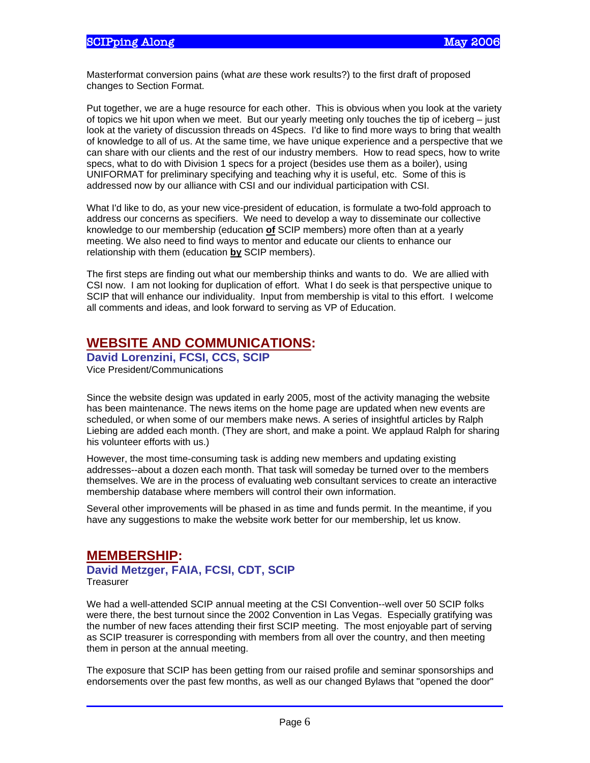Masterformat conversion pains (what *are* these work results?) to the first draft of proposed changes to Section Format.

Put together, we are a huge resource for each other. This is obvious when you look at the variety of topics we hit upon when we meet. But our yearly meeting only touches the tip of iceberg – just look at the variety of discussion threads on 4Specs. I'd like to find more ways to bring that wealth of knowledge to all of us. At the same time, we have unique experience and a perspective that we can share with our clients and the rest of our industry members. How to read specs, how to write specs, what to do with Division 1 specs for a project (besides use them as a boiler), using UNIFORMAT for preliminary specifying and teaching why it is useful, etc. Some of this is addressed now by our alliance with CSI and our individual participation with CSI.

What I'd like to do, as your new vice-president of education, is formulate a two-fold approach to address our concerns as specifiers. We need to develop a way to disseminate our collective knowledge to our membership (education **of** SCIP members) more often than at a yearly meeting. We also need to find ways to mentor and educate our clients to enhance our relationship with them (education **by** SCIP members).

The first steps are finding out what our membership thinks and wants to do. We are allied with CSI now. I am not looking for duplication of effort. What I do seek is that perspective unique to SCIP that will enhance our individuality. Input from membership is vital to this effort. I welcome all comments and ideas, and look forward to serving as VP of Education.

## WEBSITE AND COMMUNICATIONS:

**David Lorenzini, FCSI, CCS, SCIP**
Vice President/Communications

Since the website design was updated in early 2005, most of the activity managing the website has been maintenance. The news items on the home page are updated when new events are scheduled, or when some of our members make news. A series of insightful articles by Ralph Liebing are added each month. (They are short, and make a point. We applaud Ralph for sharing his volunteer efforts with us.)

However, the most time-consuming task is adding new members and updating existing addresses--about a dozen each month. That task will someday be turned over to the members themselves. We are in the process of evaluating web consultant services to create an interactive membership database where members will control their own information.

Several other improvements will be phased in as time and funds permit. In the meantime, if you have any suggestions to make the website work better for our membership, let us know.

## MEMBERSHIP:

**David Metzger, FAIA, FCSI, CDT, SCIP**
Treasurer

We had a well-attended SCIP annual meeting at the CSI Convention--well over 50 SCIP folks were there, the best turnout since the 2002 Convention in Las Vegas. Especially gratifying was the number of new faces attending their first SCIP meeting. The most enjoyable part of serving as SCIP treasurer is corresponding with members from all over the country, and then meeting them in person at the annual meeting.

The exposure that SCIP has been getting from our raised profile and seminar sponsorships and endorsements over the past few months, as well as our changed Bylaws that "opened the door"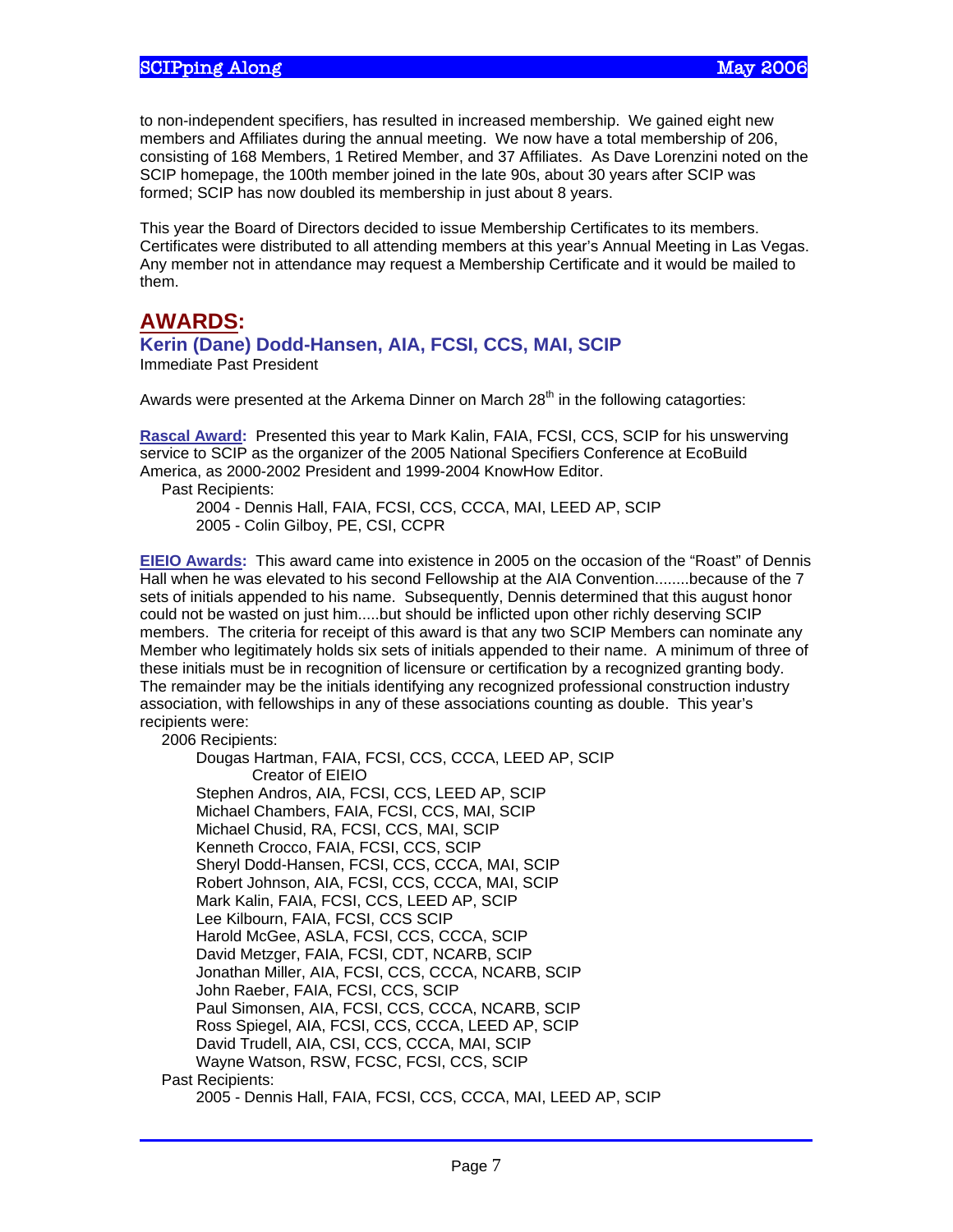to non-independent specifiers, has resulted in increased membership. We gained eight new members and Affiliates during the annual meeting. We now have a total membership of 206, consisting of 168 Members, 1 Retired Member, and 37 Affiliates. As Dave Lorenzini noted on the SCIP homepage, the 100th member joined in the late 90s, about 30 years after SCIP was formed; SCIP has now doubled its membership in just about 8 years.

This year the Board of Directors decided to issue Membership Certificates to its members. Certificates were distributed to all attending members at this year's Annual Meeting in Las Vegas. Any member not in attendance may request a Membership Certificate and it would be mailed to them.

## AWARDS:

### Kerin (Dane) Dodd-Hansen, AIA, FCSI, CCS, MAI, SCIP

Immediate Past President

Awards were presented at the Arkema Dinner on March 28th in the following catagorties:

**Rascal Award:** Presented this year to Mark Kalin, FAIA, FCSI, CCS, SCIP for his unswerving service to SCIP as the organizer of the 2005 National Specifiers Conference at EcoBuild America, as 2000-2002 President and 1999-2004 KnowHow Editor.

Past Recipients:

- 2004 - Dennis Hall, FAIA, FCSI, CCS, CCCA, MAI, LEED AP, SCIP
- 2005 - Colin Gilboy, PE, CSI, CCPR

**EIEIO Awards:** This award came into existence in 2005 on the occasion of the "Roast" of Dennis Hall when he was elevated to his second Fellowship at the AIA Convention........because of the 7 sets of initials appended to his name. Subsequently, Dennis determined that this august honor could not be wasted on just him.....but should be inflicted upon other richly deserving SCIP members. The criteria for receipt of this award is that any two SCIP Members can nominate any Member who legitimately holds six sets of initials appended to their name. A minimum of three of these initials must be in recognition of licensure or certification by a recognized granting body. The remainder may be the initials identifying any recognized professional construction industry association, with fellowships in any of these associations counting as double. This year's recipients were:

2006 Recipients:

- Dougas Hartman, FAIA, FCSI, CCS, CCCA, LEED AP, SCIP
  - Creator of EIEIO
- Stephen Andros, AIA, FCSI, CCS, LEED AP, SCIP
- Michael Chambers, FAIA, FCSI, CCS, MAI, SCIP
- Michael Chusid, RA, FCSI, CCS, MAI, SCIP
- Kenneth Crocco, FAIA, FCSI, CCS, SCIP
- Sheryl Dodd-Hansen, FCSI, CCS, CCCA, MAI, SCIP
- Robert Johnson, AIA, FCSI, CCS, CCCA, MAI, SCIP
- Mark Kalin, FAIA, FCSI, CCS, LEED AP, SCIP
- Lee Kilbourn, FAIA, FCSI, CCS SCIP
- Harold McGee, ASLA, FCSI, CCS, CCCA, SCIP
- David Metzger, FAIA, FCSI, CDT, NCARB, SCIP
- Jonathan Miller, AIA, FCSI, CCS, CCCA, NCARB, SCIP
- John Raeber, FAIA, FCSI, CCS, SCIP
- Paul Simonsen, AIA, FCSI, CCS, CCCA, NCARB, SCIP
- Ross Spiegel, AIA, FCSI, CCS, CCCA, LEED AP, SCIP
- David Trudell, AIA, CSI, CCS, CCCA, MAI, SCIP
- Wayne Watson, RSW, FCSC, FCSI, CCS, SCIP

Past Recipients:

- 2005 - Dennis Hall, FAIA, FCSI, CCS, CCCA, MAI, LEED AP, SCIP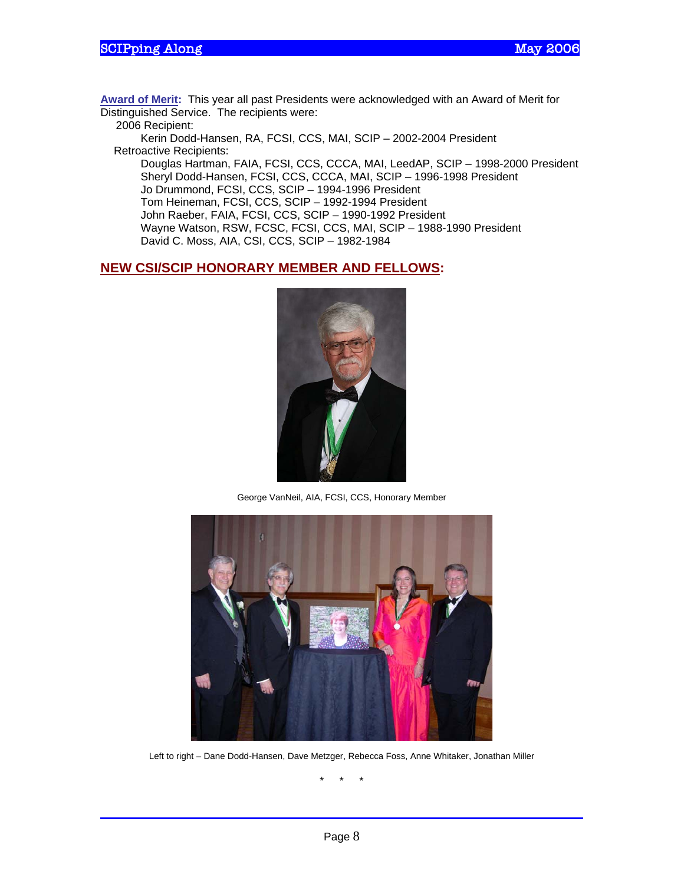**Award of Merit:** This year all past Presidents were acknowledged with an Award of Merit for Distinguished Service. The recipients were:

2006 Recipient:

Kerin Dodd-Hansen, RA, FCSI, CCS, MAI, SCIP – 2002-2004 President

Retroactive Recipients:

Douglas Hartman, FAIA, FCSI, CCS, CCCA, MAI, LeedAP, SCIP – 1998-2000 President
Sheryl Dodd-Hansen, FCSI, CCS, CCCA, MAI, SCIP – 1996-1998 President
Jo Drummond, FCSI, CCS, SCIP – 1994-1996 President
Tom Heineman, FCSI, CCS, SCIP – 1992-1994 President
John Raeber, FAIA, FCSI, CCS, SCIP – 1990-1992 President
Wayne Watson, RSW, FCSC, FCSI, CCS, MAI, SCIP – 1988-1990 President
David C. Moss, AIA, CSI, CCS, SCIP – 1982-1984

## NEW CSI/SCIP HONORARY MEMBER AND FELLOWS:

George VanNeil, AIA, FCSI, CCS, Honorary Member

Left to right – Dane Dodd-Hansen, Dave Metzger, Rebecca Foss, Anne Whitaker, Jonathan Miller

\* \* \*